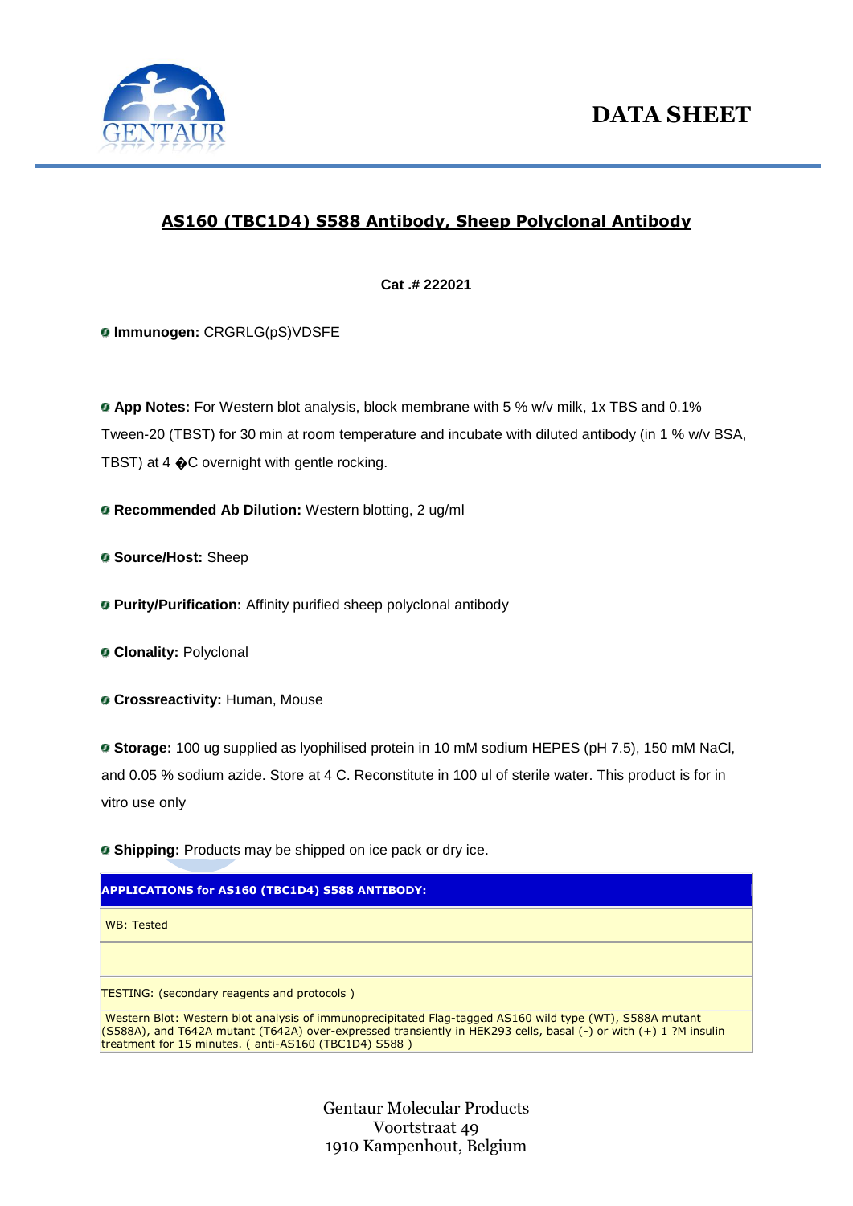# DATA SHEET

## AS160 (TBC1D4) S588 Antibody, Sheep Polyclonal Antibody

**Cat .# 222021**

- **Immunogen:** CRGRLG(pS)VDSFE

- **App Notes:** For Western blot analysis, block membrane with 5 % w/v milk, 1x TBS and 0.1% Tween-20 (TBST) for 30 min at room temperature and incubate with diluted antibody (in 1 % w/v BSA, TBST) at 4 �C overnight with gentle rocking.

- **Recommended Ab Dilution:** Western blotting, 2 ug/ml

- **Source/Host:** Sheep

- **Purity/Purification:** Affinity purified sheep polyclonal antibody

- **Clonality:** Polyclonal

- **Crossreactivity:** Human, Mouse

- **Storage:** 100 ug supplied as lyophilised protein in 10 mM sodium HEPES (pH 7.5), 150 mM NaCl, and 0.05 % sodium azide. Store at 4 C. Reconstitute in 100 ul of sterile water. This product is for in vitro use only

- **Shipping:** Products may be shipped on ice pack or dry ice.

| APPLICATIONS for AS160 (TBC1D4) S588 ANTIBODY: |
|---|
| WB: Tested |
| |
| TESTING: (secondary reagents and protocols ) |
| Western Blot: Western blot analysis of immunoprecipitated Flag-tagged AS160 wild type (WT), S588A mutant (S588A), and T642A mutant (T642A) over-expressed transiently in HEK293 cells, basal (-) or with (+) 1 ?M insulin treatment for 15 minutes. ( anti-AS160 (TBC1D4) S588 ) |

Gentaur Molecular Products
Voortstraat 49
1910 Kampenhout, Belgium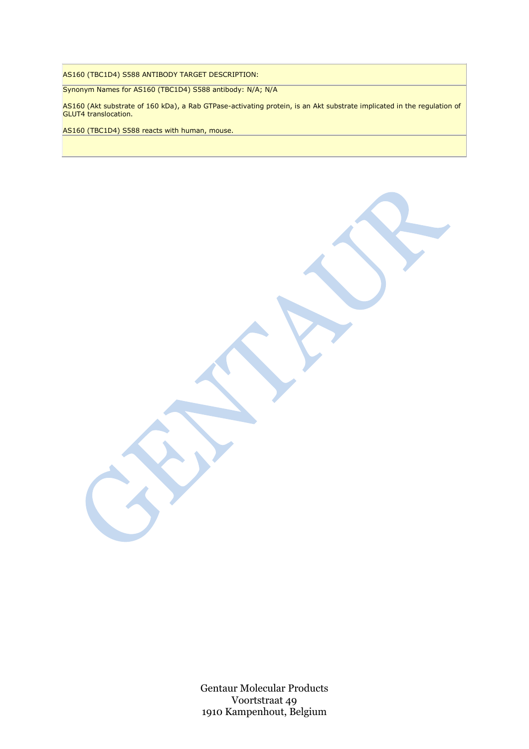AS160 (TBC1D4) S588 ANTIBODY TARGET DESCRIPTION:

Synonym Names for AS160 (TBC1D4) S588 antibody: N/A; N/A

AS160 (Akt substrate of 160 kDa), a Rab GTPase-activating protein, is an Akt substrate implicated in the regulation of GLUT4 translocation.

AS160 (TBC1D4) S588 reacts with human, mouse.

Gentaur Molecular Products
Voortstraat 49
1910 Kampenhout, Belgium